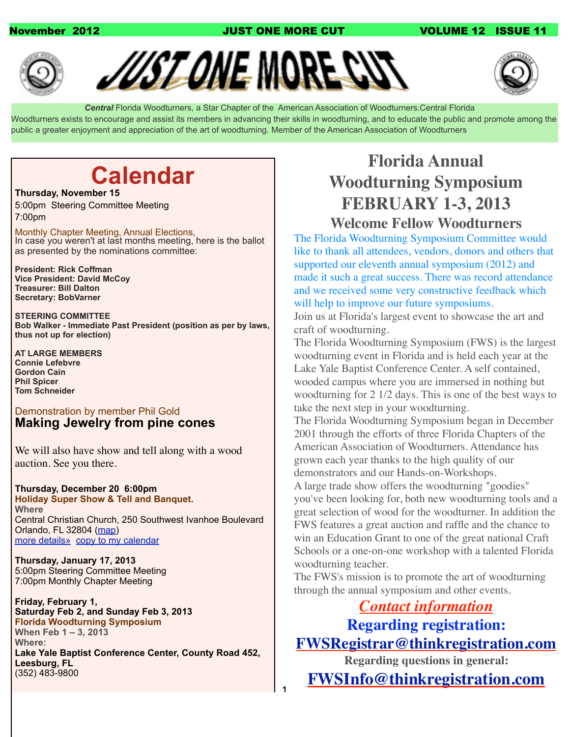# JUST ONE MORE CUT

***Central*** Florida Woodturners, a Star Chapter of the American Association of Woodturners.Central Florida Woodturners exists to encourage and assist its members in advancing their skills in woodturning, and to educate the public and promote among the public a greater enjoyment and appreciation of the art of woodturning. Member of the American Association of Woodturners

## Calendar

**Thursday, November 15**
5:00pm Steering Committee Meeting
7:00pm

Monthly Chapter Meeting, Annual Elections,
In case you weren't at last months meeting, here is the ballot as presented by the nominations committee:

**President: Rick Coffman**
**Vice President: David McCoy**
**Treasurer: Bill Dalton**
**Secretary: BobVarner**

**STEERING COMMITTEE**
**Bob Walker - Immediate Past President (position as per by laws, thus not up for election)**

**AT LARGE MEMBERS**
**Connie Lefebvre**
**Gordon Cain**
**Phil Spicer**
**Tom Schneider**

Demonstration by member Phil Gold
**Making Jewelry from pine cones**

We will also have show and tell along with a wood auction. See you there.

**Thursday, December 20 6:00pm**
**Holiday Super Show & Tell and Banquet.**
**Where**
Central Christian Church, 250 Southwest Ivanhoe Boulevard Orlando, FL 32804 (map)
more details» copy to my calendar

**Thursday, January 17, 2013**
5:00pm Steering Committee Meeting
7:00pm Monthly Chapter Meeting

**Friday, February 1,**
**Saturday Feb 2, and Sunday Feb 3, 2013**
**Florida Woodturning Symposium**
**When Feb 1 – 3, 2013**
**Where:**
**Lake Yale Baptist Conference Center, County Road 452, Leesburg, FL**
(352) 483-9800

## Florida Annual Woodturning Symposium FEBRUARY 1-3, 2013

### Welcome Fellow Woodturners

The Florida Woodturning Symposium Committee would like to thank all attendees, vendors, donors and others that supported our eleventh annual symposium (2012) and made it such a great success. There was record attendance and we received some very constructive feedback which will help to improve our future symposiums.

Join us at Florida's largest event to showcase the art and craft of woodturning.

The Florida Woodturning Symposium (FWS) is the largest woodturning event in Florida and is held each year at the Lake Yale Baptist Conference Center. A self contained, wooded campus where you are immersed in nothing but woodturning for 2 1/2 days. This is one of the best ways to take the next step in your woodturning.

The Florida Woodturning Symposium began in December 2001 through the efforts of three Florida Chapters of the American Association of Woodturners. Attendance has grown each year thanks to the high quality of our demonstrators and our Hands-on-Workshops.

A large trade show offers the woodturning "goodies" you've been looking for, both new woodturning tools and a great selection of wood for the woodturner. In addition the FWS features a great auction and raffle and the chance to win an Education Grant to one of the great national Craft Schools or a one-on-one workshop with a talented Florida woodturning teacher.

The FWS's mission is to promote the art of woodturning through the annual symposium and other events.

***Contact information***

**Regarding registration:**
**FWSRegistrar@thinkregistration.com**

**Regarding questions in general:**
**FWSInfo@thinkregistration.com**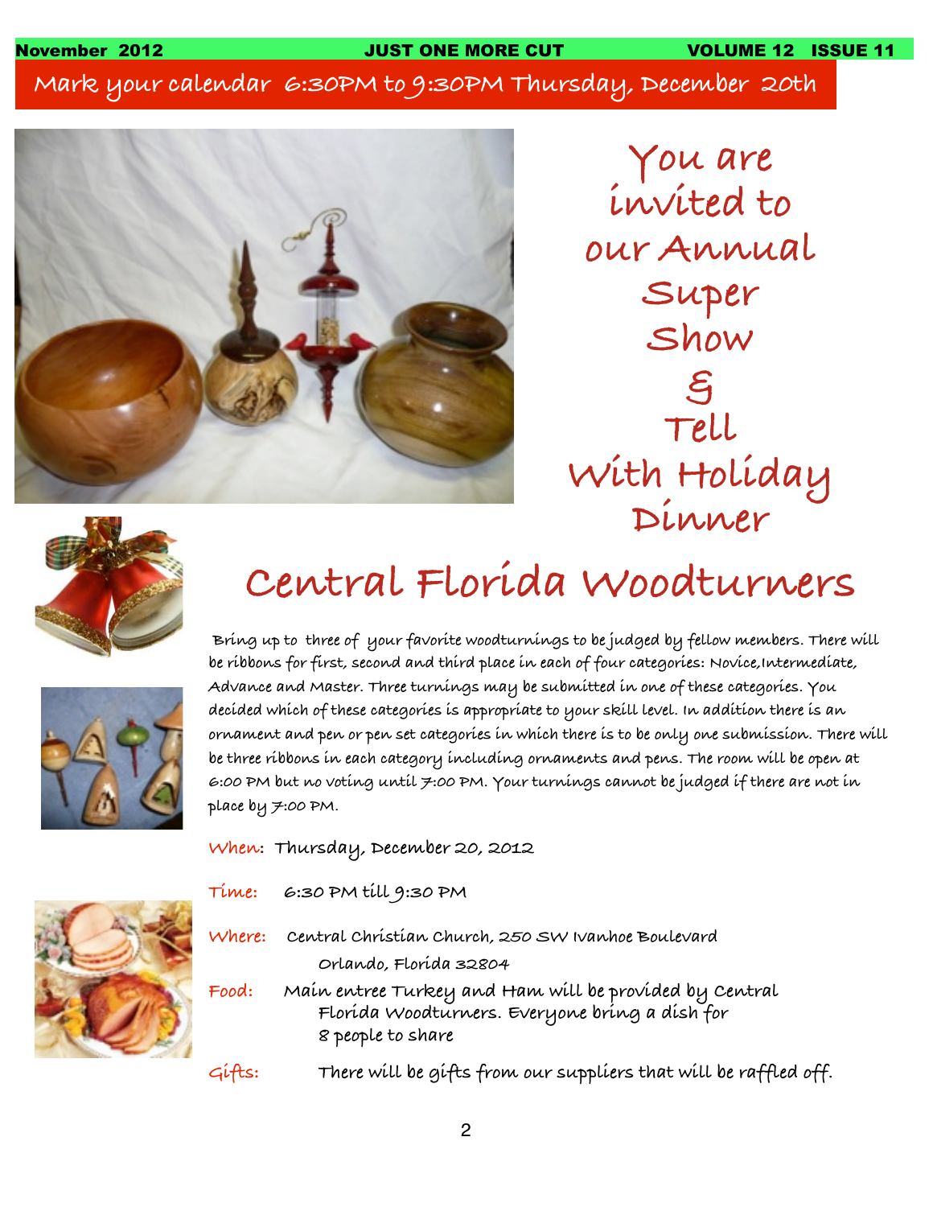Mark your calendar 6:30PM to 9:30PM Thursday, December 20th

# You are invited to our Annual Super Show & Tell With Holiday Dinner

## Central Florida Woodturners

Bring up to three of your favorite woodturnings to be judged by fellow members. There will be ribbons for first, second and third place in each of four categories: Novice,Intermediate, Advance and Master. Three turnings may be submitted in one of these categories. You decided which of these categories is appropriate to your skill level. In addition there is an ornament and pen or pen set categories in which there is to be only one submission. There will be three ribbons in each category including ornaments and pens. The room will be open at 6:00 PM but no voting until 7:00 PM. Your turnings cannot be judged if there are not in place by 7:00 PM.

**When:** Thursday, December 20, 2012

**Time:** 6:30 PM till 9:30 PM

**Where:** Central Christian Church, 250 SW Ivanhoe Boulevard
Orlando, Florida 32804

**Food:** Main entree Turkey and Ham will be provided by Central Florida Woodturners. Everyone bring a dish for 8 people to share

**Gifts:** There will be gifts from our suppliers that will be raffled off.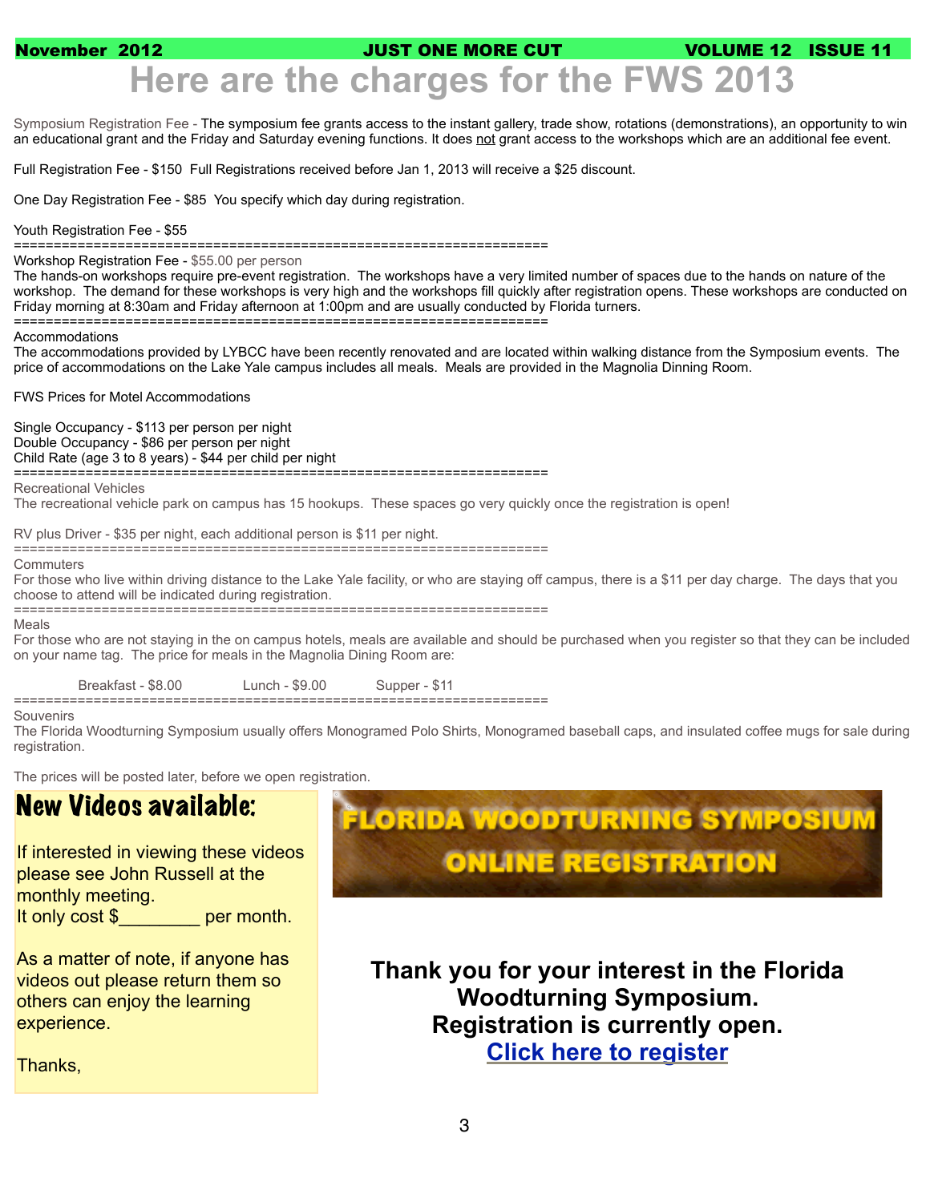# Here are the charges for the FWS 2013

Symposium Registration Fee - The symposium fee grants access to the instant gallery, trade show, rotations (demonstrations), an opportunity to win an educational grant and the Friday and Saturday evening functions. It does not grant access to the workshops which are an additional fee event.

Full Registration Fee - $150 Full Registrations received before Jan 1, 2013 will receive a $25 discount.

One Day Registration Fee - $85 You specify which day during registration.

Youth Registration Fee - $55

====================================================================

Workshop Registration Fee - $55.00 per person

The hands-on workshops require pre-event registration. The workshops have a very limited number of spaces due to the hands on nature of the workshop. The demand for these workshops is very high and the workshops fill quickly after registration opens. These workshops are conducted on Friday morning at 8:30am and Friday afternoon at 1:00pm and are usually conducted by Florida turners.

====================================================================

Accommodations

The accommodations provided by LYBCC have been recently renovated and are located within walking distance from the Symposium events. The price of accommodations on the Lake Yale campus includes all meals. Meals are provided in the Magnolia Dinning Room.

FWS Prices for Motel Accommodations

Single Occupancy - $113 per person per night
Double Occupancy - $86 per person per night
Child Rate (age 3 to 8 years) - $44 per child per night

====================================================================

Recreational Vehicles

The recreational vehicle park on campus has 15 hookups. These spaces go very quickly once the registration is open!

RV plus Driver - $35 per night, each additional person is $11 per night.

====================================================================

Commuters

For those who live within driving distance to the Lake Yale facility, or who are staying off campus, there is a $11 per day charge. The days that you choose to attend will be indicated during registration.

====================================================================

Meals

For those who are not staying in the on campus hotels, meals are available and should be purchased when you register so that they can be included on your name tag. The price for meals in the Magnolia Dining Room are:

Breakfast - $8.00 Lunch - $9.00 Supper - $11

====================================================================

Souvenirs

The Florida Woodturning Symposium usually offers Monogramed Polo Shirts, Monogramed baseball caps, and insulated coffee mugs for sale during registration.

The prices will be posted later, before we open registration.

## New Videos available:

If interested in viewing these videos please see John Russell at the monthly meeting.
It only cost $________ per month.

As a matter of note, if anyone has videos out please return them so others can enjoy the learning experience.

Thanks,

**FLORIDA WOODTURNING SYMPOSIUM ONLINE REGISTRATION**

**Thank you for your interest in the Florida Woodturning Symposium. Registration is currently open.**
**Click here to register**